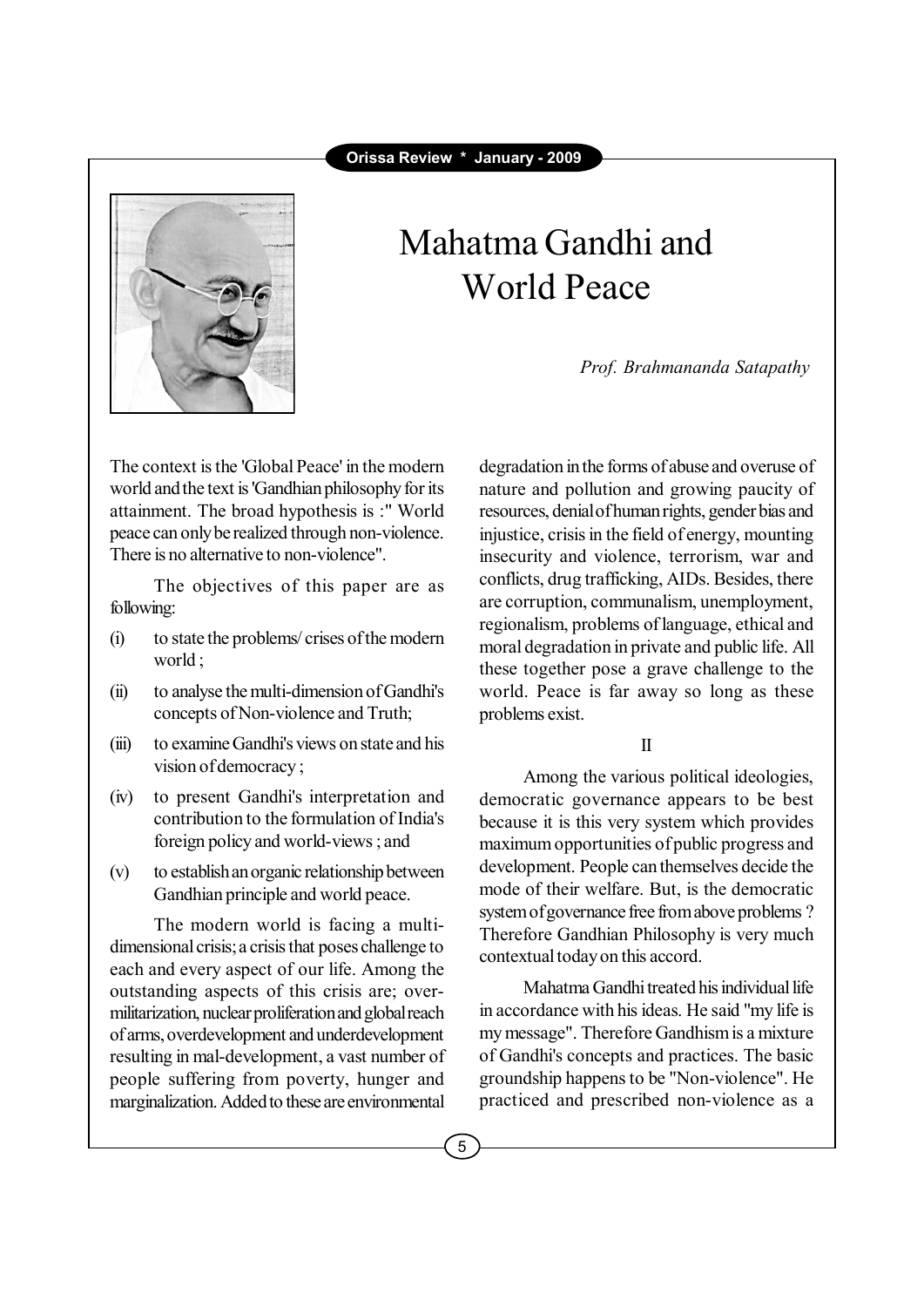# Mahatma Gandhi and World Peace

*Prof. Brahmananda Satapathy*

The context is the 'Global Peace' in the modern world and the text is 'Gandhian philosophy for its attainment. The broad hypothesis is :" World peace can only be realized through non-violence. There is no alternative to non-violence".

The objectives of this paper are as following:

(i) to state the problems/ crises of the modern world ;

(ii) to analyse the multi-dimension of Gandhi's concepts of Non-violence and Truth;

(iii) to examine Gandhi's views on state and his vision of democracy ;

(iv) to present Gandhi's interpretation and contribution to the formulation of India's foreign policy and world-views ; and

(v) to establish an organic relationship between Gandhian principle and world peace.

The modern world is facing a multi-dimensional crisis; a crisis that poses challenge to each and every aspect of our life. Among the outstanding aspects of this crisis are; over-militarization, nuclear proliferation and global reach of arms, overdevelopment and underdevelopment resulting in mal-development, a vast number of people suffering from poverty, hunger and marginalization. Added to these are environmental degradation in the forms of abuse and overuse of nature and pollution and growing paucity of resources, denial of human rights, gender bias and injustice, crisis in the field of energy, mounting insecurity and violence, terrorism, war and conflicts, drug trafficking, AIDs. Besides, there are corruption, communalism, unemployment, regionalism, problems of language, ethical and moral degradation in private and public life. All these together pose a grave challenge to the world. Peace is far away so long as these problems exist.

## II

Among the various political ideologies, democratic governance appears to be best because it is this very system which provides maximum opportunities of public progress and development. People can themselves decide the mode of their welfare. But, is the democratic system of governance free from above problems ? Therefore Gandhian Philosophy is very much contextual today on this accord.

Mahatma Gandhi treated his individual life in accordance with his ideas. He said "my life is my message". Therefore Gandhism is a mixture of Gandhi's concepts and practices. The basic groundship happens to be "Non-violence". He practiced and prescribed non-violence as a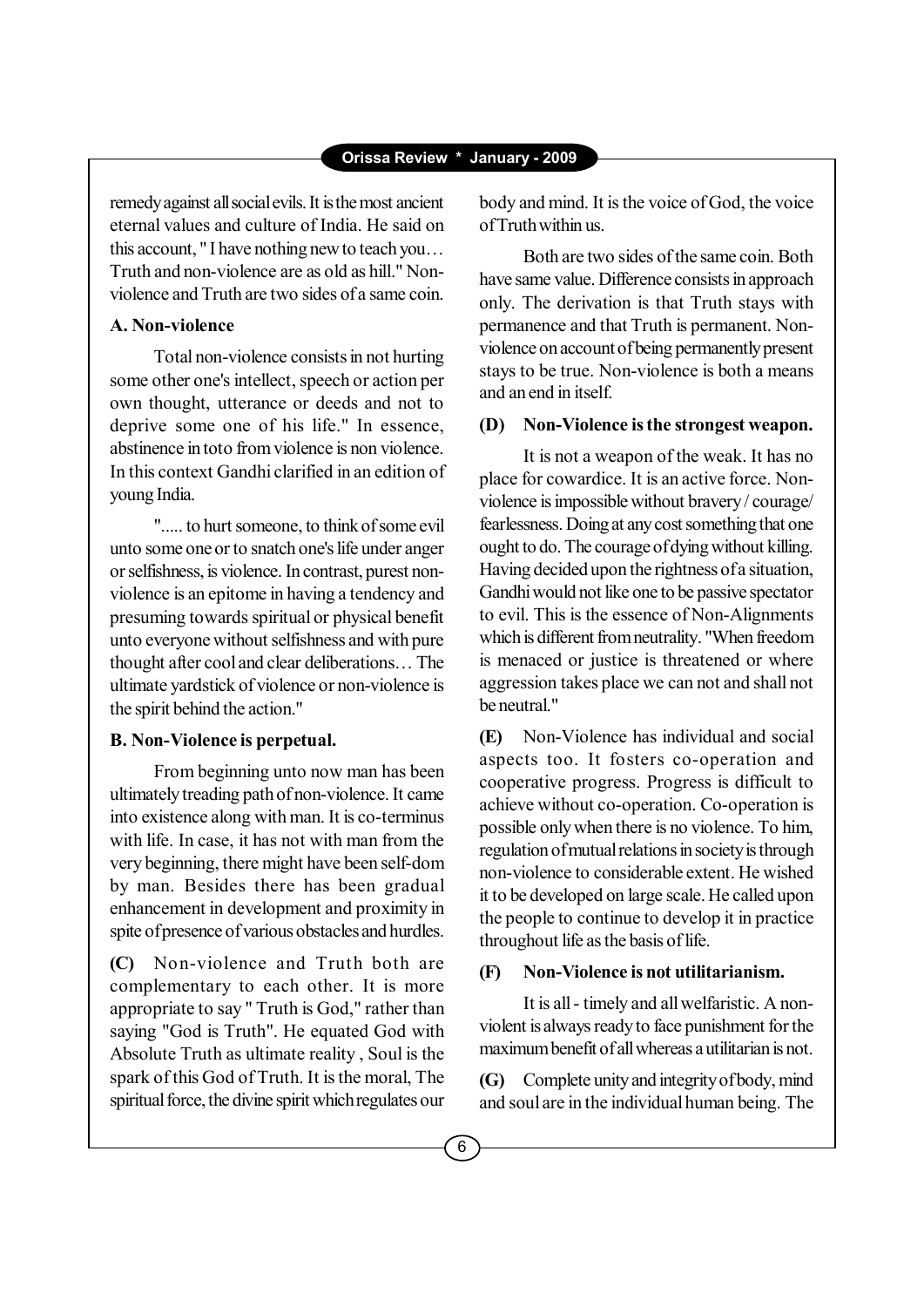remedy against all social evils. It is the most ancient eternal values and culture of India. He said on this account, " I have nothing new to teach you… Truth and non-violence are as old as hill." Non-violence and Truth are two sides of a same coin.

**A. Non-violence**

Total non-violence consists in not hurting some other one's intellect, speech or action per own thought, utterance or deeds and not to deprive some one of his life." In essence, abstinence in toto from violence is non violence. In this context Gandhi clarified in an edition of young India.

"..... to hurt someone, to think of some evil unto some one or to snatch one's life under anger or selfishness, is violence. In contrast, purest non-violence is an epitome in having a tendency and presuming towards spiritual or physical benefit unto everyone without selfishness and with pure thought after cool and clear deliberations… The ultimate yardstick of violence or non-violence is the spirit behind the action."

**B. Non-Violence is perpetual.**

From beginning unto now man has been ultimately treading path of non-violence. It came into existence along with man. It is co-terminus with life. In case, it has not with man from the very beginning, there might have been self-dom by man. Besides there has been gradual enhancement in development and proximity in spite of presence of various obstacles and hurdles.

**(C)** Non-violence and Truth both are complementary to each other. It is more appropriate to say " Truth is God," rather than saying "God is Truth". He equated God with Absolute Truth as ultimate reality , Soul is the spark of this God of Truth. It is the moral, The spiritual force, the divine spirit which regulates our body and mind. It is the voice of God, the voice of Truth within us.

Both are two sides of the same coin. Both have same value. Difference consists in approach only. The derivation is that Truth stays with permanence and that Truth is permanent. Non-violence on account of being permanently present stays to be true. Non-violence is both a means and an end in itself.

**(D) Non-Violence is the strongest weapon.**

It is not a weapon of the weak. It has no place for cowardice. It is an active force. Non-violence is impossible without bravery / courage/ fearlessness. Doing at any cost something that one ought to do. The courage of dying without killing. Having decided upon the rightness of a situation, Gandhi would not like one to be passive spectator to evil. This is the essence of Non-Alignments which is different from neutrality. "When freedom is menaced or justice is threatened or where aggression takes place we can not and shall not be neutral."

**(E)** Non-Violence has individual and social aspects too. It fosters co-operation and cooperative progress. Progress is difficult to achieve without co-operation. Co-operation is possible only when there is no violence. To him, regulation of mutual relations in society is through non-violence to considerable extent. He wished it to be developed on large scale. He called upon the people to continue to develop it in practice throughout life as the basis of life.

**(F) Non-Violence is not utilitarianism.**

It is all - timely and all welfaristic. A non-violent is always ready to face punishment for the maximum benefit of all whereas a utilitarian is not.

**(G)** Complete unity and integrity of body, mind and soul are in the individual human being. The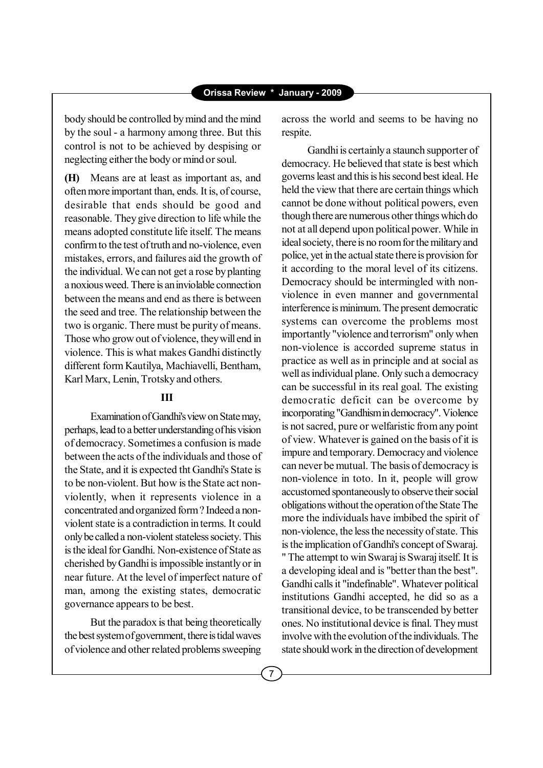body should be controlled by mind and the mind by the soul - a harmony among three. But this control is not to be achieved by despising or neglecting either the body or mind or soul.

**(H)** Means are at least as important as, and often more important than, ends. It is, of course, desirable that ends should be good and reasonable. They give direction to life while the means adopted constitute life itself. The means confirm to the test of truth and no-violence, even mistakes, errors, and failures aid the growth of the individual. We can not get a rose by planting a noxious weed. There is an inviolable connection between the means and end as there is between the seed and tree. The relationship between the two is organic. There must be purity of means. Those who grow out of violence, they will end in violence. This is what makes Gandhi distinctly different form Kautilya, Machiavelli, Bentham, Karl Marx, Lenin, Trotsky and others.

## III

Examination of Gandhi's view on State may, perhaps, lead to a better understanding of his vision of democracy. Sometimes a confusion is made between the acts of the individuals and those of the State, and it is expected tht Gandhi's State is to be non-violent. But how is the State act non-violently, when it represents violence in a concentrated and organized form ? Indeed a non-violent state is a contradiction in terms. It could only be called a non-violent stateless society. This is the ideal for Gandhi. Non-existence of State as cherished by Gandhi is impossible instantly or in near future. At the level of imperfect nature of man, among the existing states, democratic governance appears to be best.

But the paradox is that being theoretically the best system of government, there is tidal waves of violence and other related problems sweeping across the world and seems to be having no respite.

Gandhi is certainly a staunch supporter of democracy. He believed that state is best which governs least and this is his second best ideal. He held the view that there are certain things which cannot be done without political powers, even though there are numerous other things which do not at all depend upon political power. While in ideal society, there is no room for the military and police, yet in the actual state there is provision for it according to the moral level of its citizens. Democracy should be intermingled with non-violence in even manner and governmental interference is minimum. The present democratic systems can overcome the problems most importantly "violence and terrorism" only when non-violence is accorded supreme status in practice as well as in principle and at social as well as individual plane. Only such a democracy can be successful in its real goal. The existing democratic deficit can be overcome by incorporating "Gandhism in democracy". Violence is not sacred, pure or welfaristic from any point of view. Whatever is gained on the basis of it is impure and temporary. Democracy and violence can never be mutual. The basis of democracy is non-violence in toto. In it, people will grow accustomed spontaneously to observe their social obligations without the operation of the State The more the individuals have imbibed the spirit of non-violence, the less the necessity of state. This is the implication of Gandhi's concept of Swaraj. " The attempt to win Swaraj is Swaraj itself. It is a developing ideal and is "better than the best". Gandhi calls it "indefinable". Whatever political institutions Gandhi accepted, he did so as a transitional device, to be transcended by better ones. No institutional device is final. They must involve with the evolution of the individuals. The state should work in the direction of development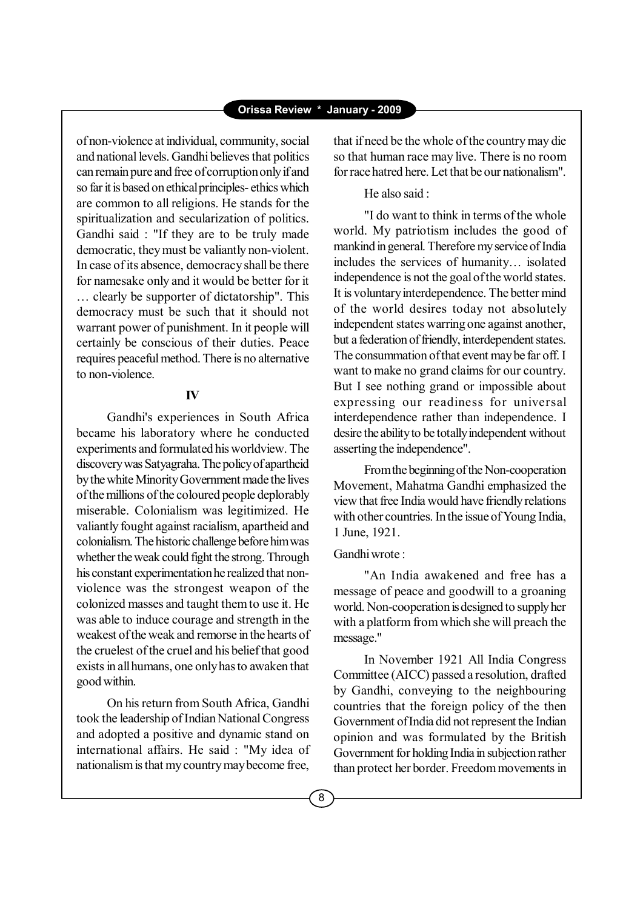of non-violence at individual, community, social and national levels. Gandhi believes that politics can remain pure and free of corruption only if and so far it is based on ethical principles- ethics which are common to all religions. He stands for the spiritualization and secularization of politics. Gandhi said : "If they are to be truly made democratic, they must be valiantly non-violent. In case of its absence, democracy shall be there for namesake only and it would be better for it … clearly be supporter of dictatorship". This democracy must be such that it should not warrant power of punishment. In it people will certainly be conscious of their duties. Peace requires peaceful method. There is no alternative to non-violence.

## IV

Gandhi's experiences in South Africa became his laboratory where he conducted experiments and formulated his worldview. The discovery was Satyagraha. The policy of apartheid by the white Minority Government made the lives of the millions of the coloured people deplorably miserable. Colonialism was legitimized. He valiantly fought against racialism, apartheid and colonialism. The historic challenge before him was whether the weak could fight the strong. Through his constant experimentation he realized that non-violence was the strongest weapon of the colonized masses and taught them to use it. He was able to induce courage and strength in the weakest of the weak and remorse in the hearts of the cruelest of the cruel and his belief that good exists in all humans, one only has to awaken that good within.

On his return from South Africa, Gandhi took the leadership of Indian National Congress and adopted a positive and dynamic stand on international affairs. He said : "My idea of nationalism is that my country may become free, that if need be the whole of the country may die so that human race may live. There is no room for race hatred here. Let that be our nationalism".

He also said :

"I do want to think in terms of the whole world. My patriotism includes the good of mankind in general. Therefore my service of India includes the services of humanity… isolated independence is not the goal of the world states. It is voluntary interdependence. The better mind of the world desires today not absolutely independent states warring one against another, but a federation of friendly, interdependent states. The consummation of that event may be far off. I want to make no grand claims for our country. But I see nothing grand or impossible about expressing our readiness for universal interdependence rather than independence. I desire the ability to be totally independent without asserting the independence".

From the beginning of the Non-cooperation Movement, Mahatma Gandhi emphasized the view that free India would have friendly relations with other countries. In the issue of Young India, 1 June, 1921.

Gandhi wrote :

"An India awakened and free has a message of peace and goodwill to a groaning world. Non-cooperation is designed to supply her with a platform from which she will preach the message."

In November 1921 All India Congress Committee (AICC) passed a resolution, drafted by Gandhi, conveying to the neighbouring countries that the foreign policy of the then Government of India did not represent the Indian opinion and was formulated by the British Government for holding India in subjection rather than protect her border. Freedom movements in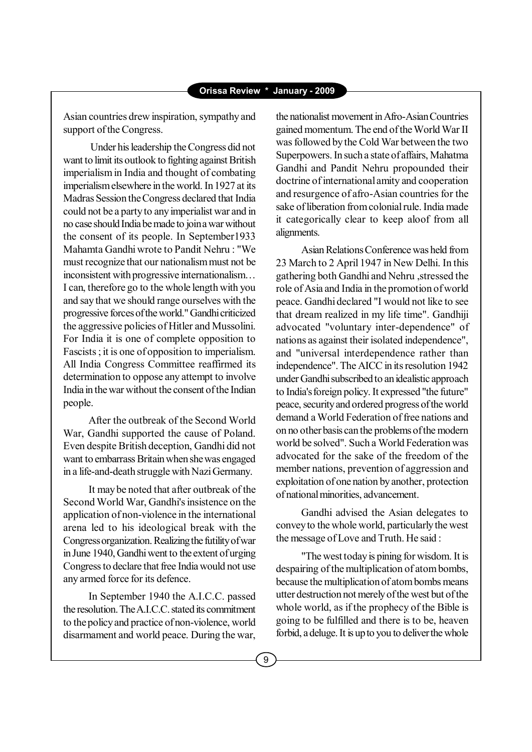Asian countries drew inspiration, sympathy and support of the Congress.

Under his leadership the Congress did not want to limit its outlook to fighting against British imperialism in India and thought of combating imperialism elsewhere in the world. In 1927 at its Madras Session the Congress declared that India could not be a party to any imperialist war and in no case should India be made to join a war without the consent of its people. In September1933 Mahamta Gandhi wrote to Pandit Nehru : "We must recognize that our nationalism must not be inconsistent with progressive internationalism… I can, therefore go to the whole length with you and say that we should range ourselves with the progressive forces of the world." Gandhi criticized the aggressive policies of Hitler and Mussolini. For India it is one of complete opposition to Fascists ; it is one of opposition to imperialism. All India Congress Committee reaffirmed its determination to oppose any attempt to involve India in the war without the consent of the Indian people.

After the outbreak of the Second World War, Gandhi supported the cause of Poland. Even despite British deception, Gandhi did not want to embarrass Britain when she was engaged in a life-and-death struggle with Nazi Germany.

It may be noted that after outbreak of the Second World War, Gandhi's insistence on the application of non-violence in the international arena led to his ideological break with the Congress organization. Realizing the futility of war in June 1940, Gandhi went to the extent of urging Congress to declare that free India would not use any armed force for its defence.

In September 1940 the A.I.C.C. passed the resolution. The A.I.C.C. stated its commitment to the policy and practice of non-violence, world disarmament and world peace. During the war, the nationalist movement in Afro-Asian Countries gained momentum. The end of the World War II was followed by the Cold War between the two Superpowers. In such a state of affairs, Mahatma Gandhi and Pandit Nehru propounded their doctrine of international amity and cooperation and resurgence of afro-Asian countries for the sake of liberation from colonial rule. India made it categorically clear to keep aloof from all alignments.

Asian Relations Conference was held from 23 March to 2 April 1947 in New Delhi. In this gathering both Gandhi and Nehru ,stressed the role of Asia and India in the promotion of world peace. Gandhi declared "I would not like to see that dream realized in my life time". Gandhiji advocated "voluntary inter-dependence" of nations as against their isolated independence", and "universal interdependence rather than independence". The AICC in its resolution 1942 under Gandhi subscribed to an idealistic approach to India's foreign policy. It expressed "the future" peace, security and ordered progress of the world demand a World Federation of free nations and on no other basis can the problems of the modern world be solved". Such a World Federation was advocated for the sake of the freedom of the member nations, prevention of aggression and exploitation of one nation by another, protection of national minorities, advancement.

Gandhi advised the Asian delegates to convey to the whole world, particularly the west the message of Love and Truth. He said :

"The west today is pining for wisdom. It is despairing of the multiplication of atom bombs, because the multiplication of atom bombs means utter destruction not merely of the west but of the whole world, as if the prophecy of the Bible is going to be fulfilled and there is to be, heaven forbid, a deluge. It is up to you to deliver the whole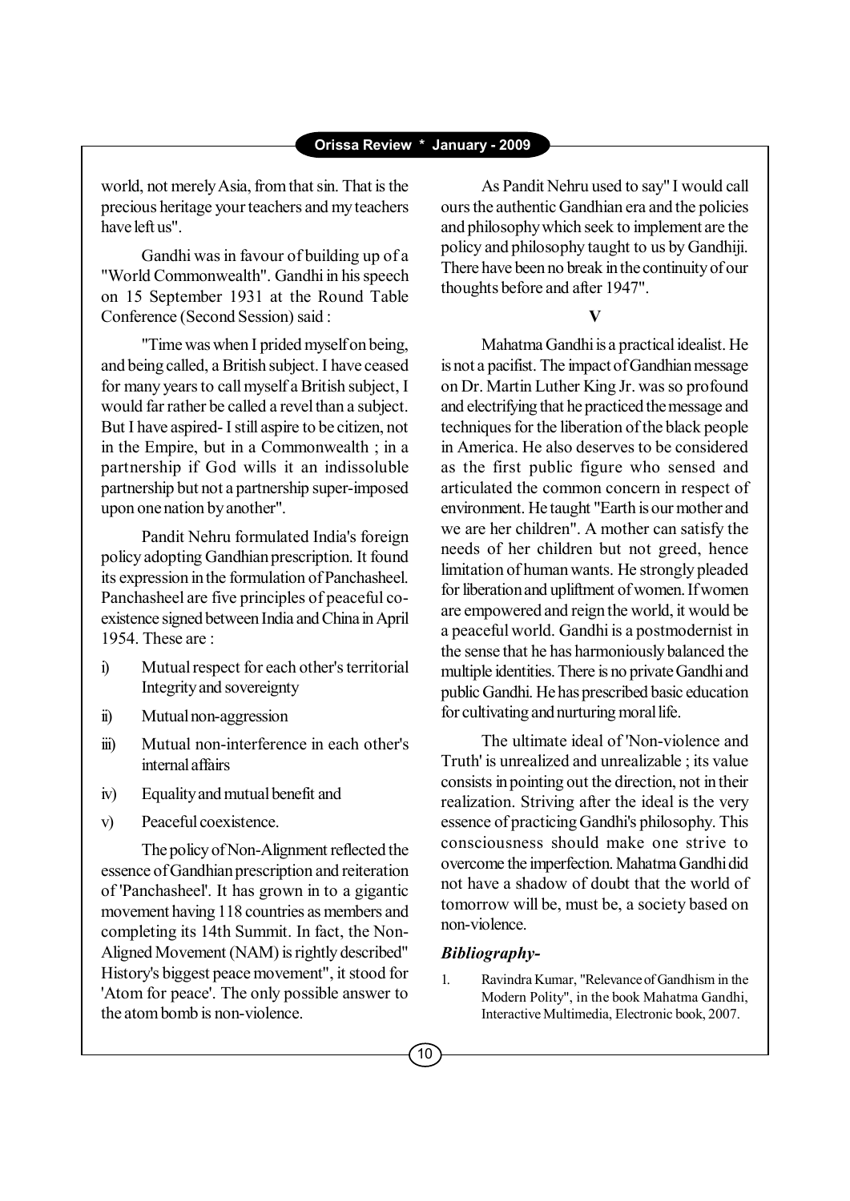world, not merely Asia, from that sin. That is the precious heritage your teachers and my teachers have left us".

Gandhi was in favour of building up of a "World Commonwealth". Gandhi in his speech on 15 September 1931 at the Round Table Conference (Second Session) said :

"Time was when I prided myself on being, and being called, a British subject. I have ceased for many years to call myself a British subject, I would far rather be called a revel than a subject. But I have aspired- I still aspire to be citizen, not in the Empire, but in a Commonwealth ; in a partnership if God wills it an indissoluble partnership but not a partnership super-imposed upon one nation by another".

Pandit Nehru formulated India's foreign policy adopting Gandhian prescription. It found its expression in the formulation of Panchasheel. Panchasheel are five principles of peaceful co-existence signed between India and China in April 1954. These are :

i) Mutual respect for each other's territorial Integrity and sovereignty
ii) Mutual non-aggression
iii) Mutual non-interference in each other's internal affairs
iv) Equality and mutual benefit and
v) Peaceful coexistence.

The policy of Non-Alignment reflected the essence of Gandhian prescription and reiteration of 'Panchasheel'. It has grown in to a gigantic movement having 118 countries as members and completing its 14th Summit. In fact, the Non-Aligned Movement (NAM) is rightly described" History's biggest peace movement", it stood for 'Atom for peace'. The only possible answer to the atom bomb is non-violence.

As Pandit Nehru used to say" I would call ours the authentic Gandhian era and the policies and philosophy which seek to implement are the policy and philosophy taught to us by Gandhiji. There have been no break in the continuity of our thoughts before and after 1947".

## V

Mahatma Gandhi is a practical idealist. He is not a pacifist. The impact of Gandhian message on Dr. Martin Luther King Jr. was so profound and electrifying that he practiced the message and techniques for the liberation of the black people in America. He also deserves to be considered as the first public figure who sensed and articulated the common concern in respect of environment. He taught "Earth is our mother and we are her children". A mother can satisfy the needs of her children but not greed, hence limitation of human wants. He strongly pleaded for liberation and upliftment of women. If women are empowered and reign the world, it would be a peaceful world. Gandhi is a postmodernist in the sense that he has harmoniously balanced the multiple identities. There is no private Gandhi and public Gandhi. He has prescribed basic education for cultivating and nurturing moral life.

The ultimate ideal of 'Non-violence and Truth' is unrealized and unrealizable ; its value consists in pointing out the direction, not in their realization. Striving after the ideal is the very essence of practicing Gandhi's philosophy. This consciousness should make one strive to overcome the imperfection. Mahatma Gandhi did not have a shadow of doubt that the world of tomorrow will be, must be, a society based on non-violence.

### *Bibliography-*

1. Ravindra Kumar, "Relevance of Gandhism in the Modern Polity", in the book Mahatma Gandhi, Interactive Multimedia, Electronic book, 2007.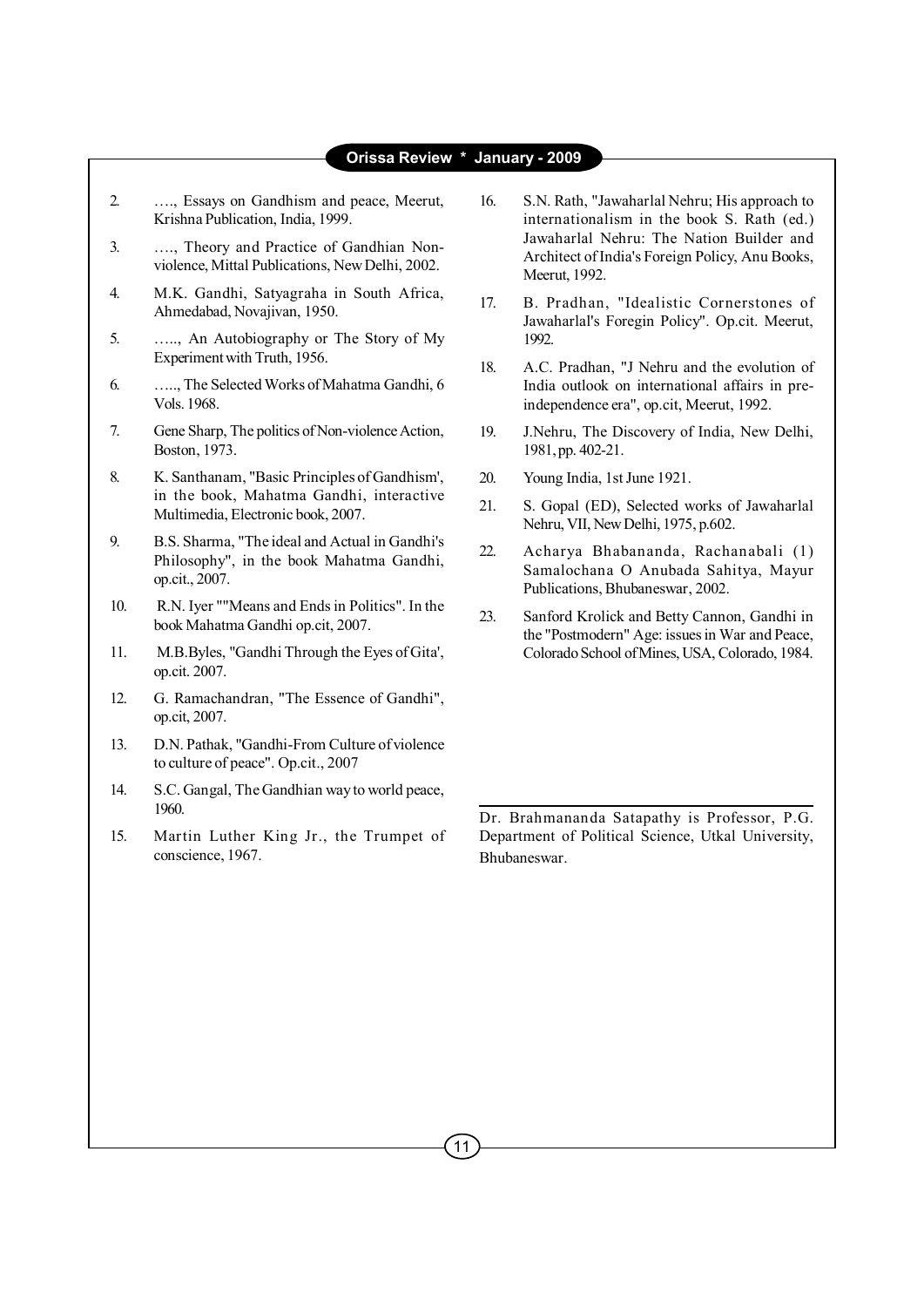2. …., Essays on Gandhism and peace, Meerut, Krishna Publication, India, 1999.
3. …., Theory and Practice of Gandhian Non-violence, Mittal Publications, New Delhi, 2002.
4. M.K. Gandhi, Satyagraha in South Africa, Ahmedabad, Novajivan, 1950.
5. ….., An Autobiography or The Story of My Experiment with Truth, 1956.
6. ….., The Selected Works of Mahatma Gandhi, 6 Vols. 1968.
7. Gene Sharp, The politics of Non-violence Action, Boston, 1973.
8. K. Santhanam, "Basic Principles of Gandhism', in the book, Mahatma Gandhi, interactive Multimedia, Electronic book, 2007.
9. B.S. Sharma, "The ideal and Actual in Gandhi's Philosophy", in the book Mahatma Gandhi, op.cit., 2007.
10. R.N. Iyer ""Means and Ends in Politics". In the book Mahatma Gandhi op.cit, 2007.
11. M.B.Byles, "Gandhi Through the Eyes of Gita', op.cit. 2007.
12. G. Ramachandran, "The Essence of Gandhi", op.cit, 2007.
13. D.N. Pathak, "Gandhi-From Culture of violence to culture of peace". Op.cit., 2007
14. S.C. Gangal, The Gandhian way to world peace, 1960.
15. Martin Luther King Jr., the Trumpet of conscience, 1967.
16. S.N. Rath, "Jawaharlal Nehru; His approach to internationalism in the book S. Rath (ed.) Jawaharlal Nehru: The Nation Builder and Architect of India's Foreign Policy, Anu Books, Meerut, 1992.
17. B. Pradhan, "Idealistic Cornerstones of Jawaharlal's Foregin Policy". Op.cit. Meerut, 1992.
18. A.C. Pradhan, "J Nehru and the evolution of India outlook on international affairs in pre-independence era", op.cit, Meerut, 1992.
19. J.Nehru, The Discovery of India, New Delhi, 1981, pp. 402-21.
20. Young India, 1st June 1921.
21. S. Gopal (ED), Selected works of Jawaharlal Nehru, VII, New Delhi, 1975, p.602.
22. Acharya Bhabananda, Rachanabali (1) Samalochana O Anubada Sahitya, Mayur Publications, Bhubaneswar, 2002.
23. Sanford Krolick and Betty Cannon, Gandhi in the "Postmodern" Age: issues in War and Peace, Colorado School of Mines, USA, Colorado, 1984.

---

Dr. Brahmananda Satapathy is Professor, P.G. Department of Political Science, Utkal University, Bhubaneswar.